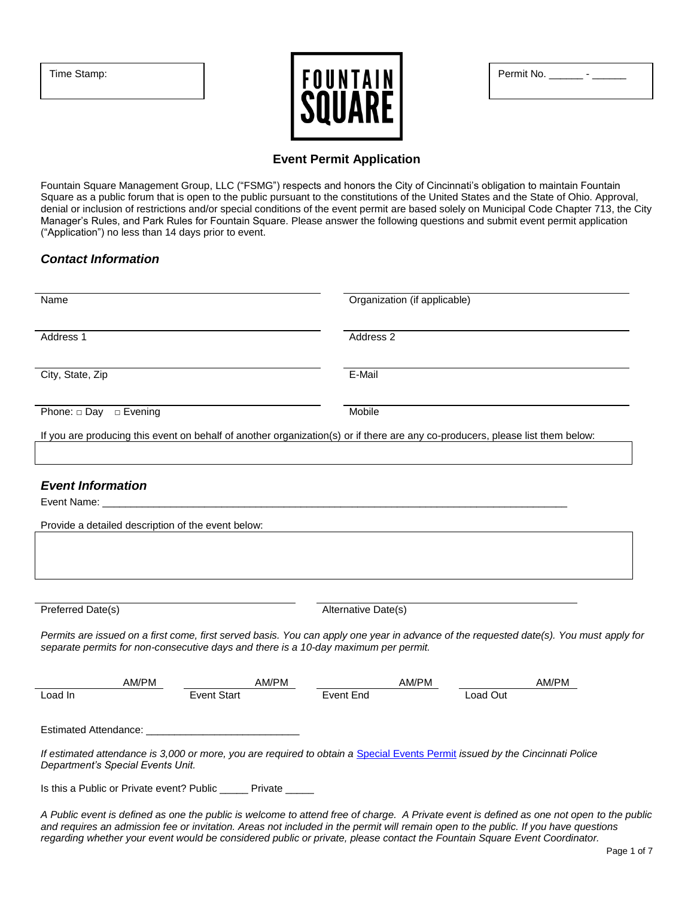Time Stamp:

FOUNTAIN SQUARE

Permit No. ______ - ______

# Event Permit Application

Fountain Square Management Group, LLC ("FSMG") respects and honors the City of Cincinnati's obligation to maintain Fountain Square as a public forum that is open to the public pursuant to the constitutions of the United States and the State of Ohio. Approval, denial or inclusion of restrictions and/or special conditions of the event permit are based solely on Municipal Code Chapter 713, the City Manager's Rules, and Park Rules for Fountain Square. Please answer the following questions and submit event permit application ("Application") no less than 14 days prior to event.

## *Contact Information*

| | |
|---|---|
| Name | Organization (if applicable) |
| Address 1 | Address 2 |
| City, State, Zip | E-Mail |
| Phone: □ Day □ Evening | Mobile |

If you are producing this event on behalf of another organization(s) or if there are any co-producers, please list them below:

## *Event Information*

Event Name: ___________________________________________________________________________

Provide a detailed description of the event below:

| | |
|---|---|
| Preferred Date(s) | Alternative Date(s) |

*Permits are issued on a first come, first served basis. You can apply one year in advance of the requested date(s). You must apply for separate permits for non-consecutive days and there is a 10-day maximum per permit.*

| AM/PM | AM/PM | AM/PM | AM/PM |
|---|---|---|---|
| Load In | Event Start | Event End | Load Out |

Estimated Attendance: ___________________________

*If estimated attendance is 3,000 or more, you are required to obtain a Special Events Permit issued by the Cincinnati Police Department's Special Events Unit.*

Is this a Public or Private event? Public _____ Private _____

*A Public event is defined as one the public is welcome to attend free of charge. A Private event is defined as one not open to the public and requires an admission fee or invitation. Areas not included in the permit will remain open to the public. If you have questions regarding whether your event would be considered public or private, please contact the Fountain Square Event Coordinator.*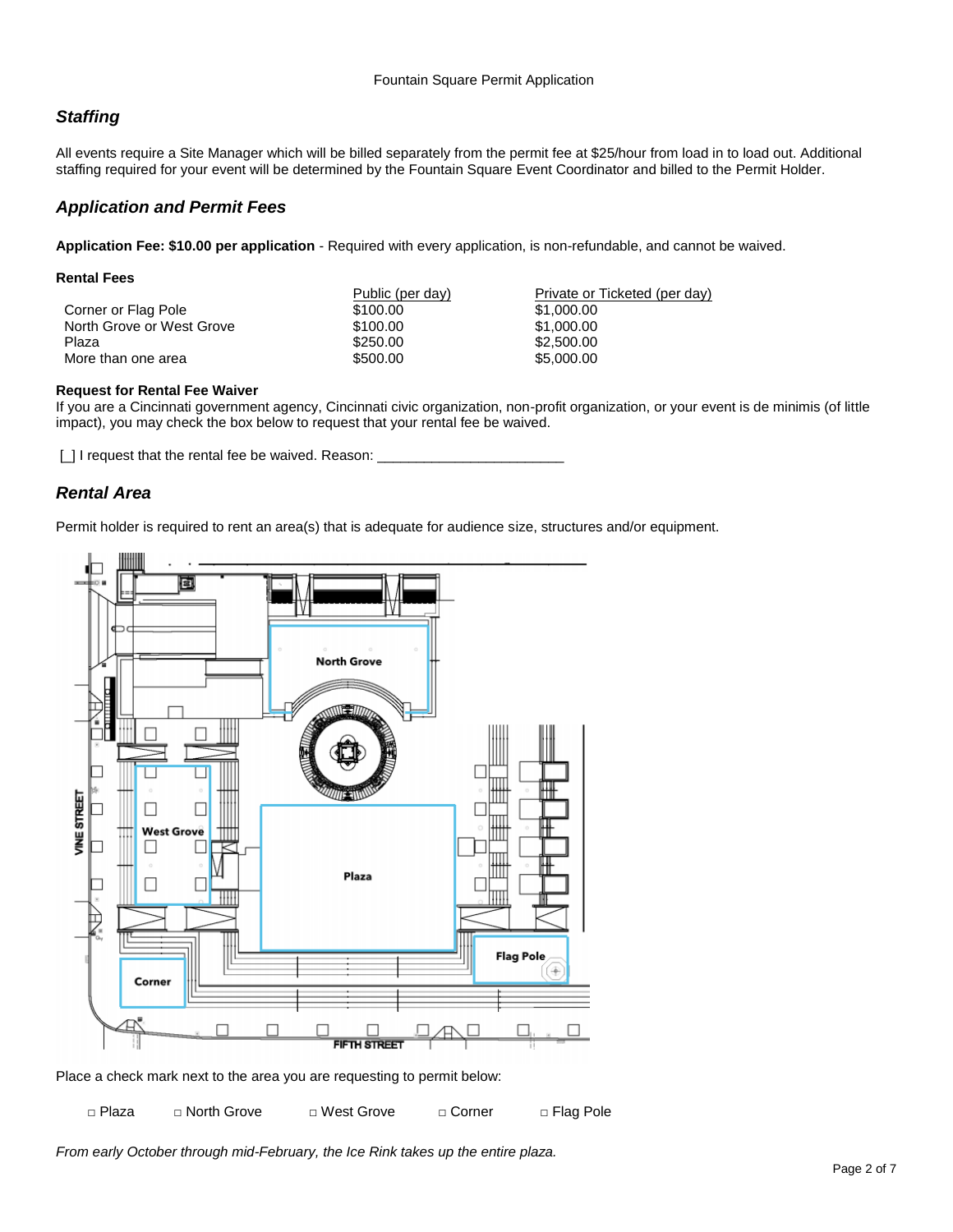## *Staffing*

All events require a Site Manager which will be billed separately from the permit fee at $25/hour from load in to load out. Additional staffing required for your event will be determined by the Fountain Square Event Coordinator and billed to the Permit Holder.

## *Application and Permit Fees*

**Application Fee: $10.00 per application** - Required with every application, is non-refundable, and cannot be waived.

**Rental Fees**

| | Public (per day) | Private or Ticketed (per day) |
|---|---|---|
| Corner or Flag Pole | $100.00 | $1,000.00 |
| North Grove or West Grove | $100.00 | $1,000.00 |
| Plaza | $250.00 | $2,500.00 |
| More than one area | $500.00 | $5,000.00 |

**Request for Rental Fee Waiver**

If you are a Cincinnati government agency, Cincinnati civic organization, non-profit organization, or your event is de minimis (of little impact), you may check the box below to request that your rental fee be waived.

[_] I request that the rental fee be waived. Reason: ________________________

## *Rental Area*

Permit holder is required to rent an area(s) that is adequate for audience size, structures and/or equipment.

Place a check mark next to the area you are requesting to permit below:

□ Plaza □ North Grove □ West Grove □ Corner □ Flag Pole

*From early October through mid-February, the Ice Rink takes up the entire plaza.*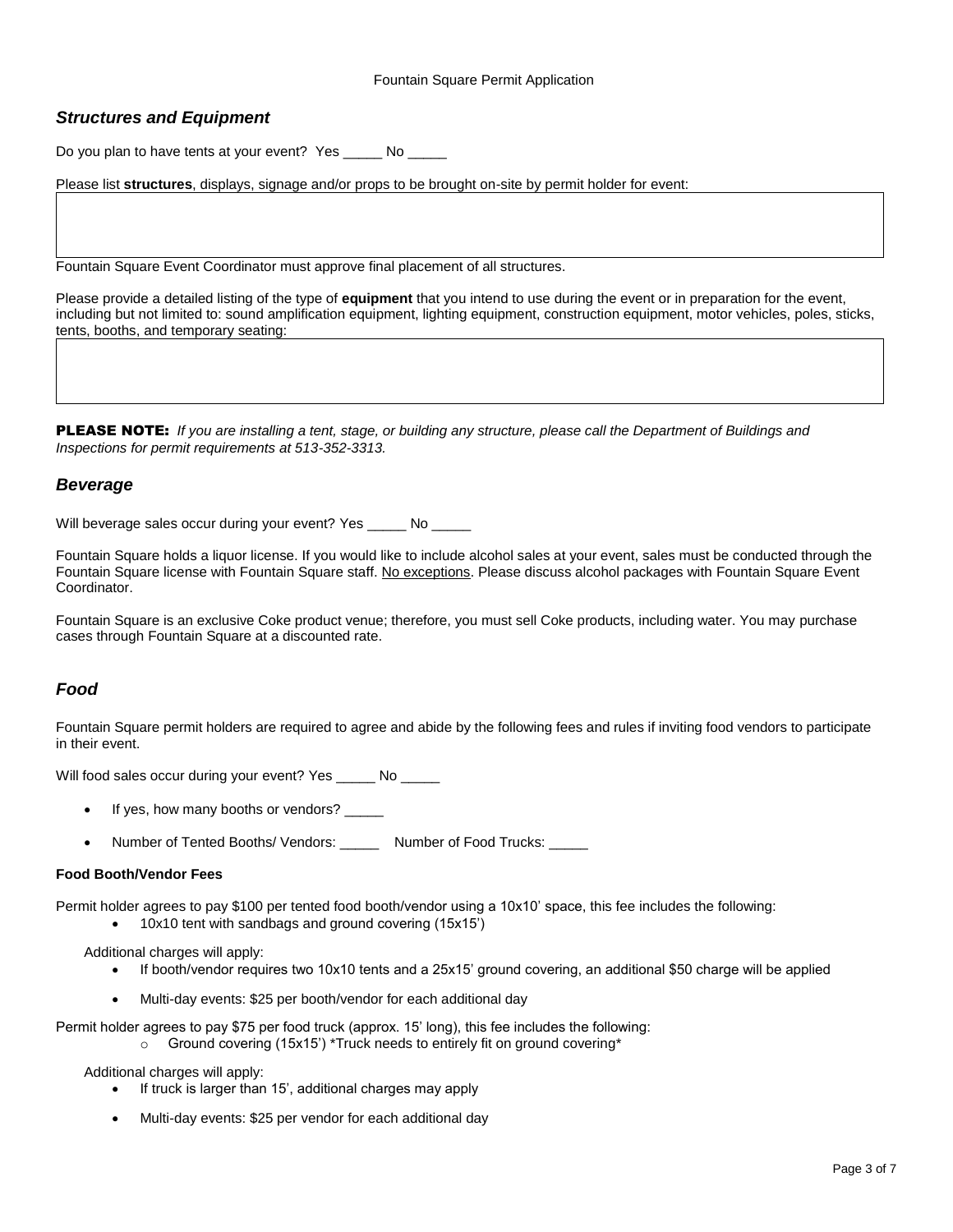## *Structures and Equipment*

Do you plan to have tents at your event? Yes _____ No _____

Please list **structures**, displays, signage and/or props to be brought on-site by permit holder for event:

|  |
|---|
|  |

Fountain Square Event Coordinator must approve final placement of all structures.

Please provide a detailed listing of the type of **equipment** that you intend to use during the event or in preparation for the event, including but not limited to: sound amplification equipment, lighting equipment, construction equipment, motor vehicles, poles, sticks, tents, booths, and temporary seating:

|  |
|---|
|  |

**PLEASE NOTE:** *If you are installing a tent, stage, or building any structure, please call the Department of Buildings and Inspections for permit requirements at 513-352-3313.*

## *Beverage*

Will beverage sales occur during your event? Yes _____ No _____

Fountain Square holds a liquor license. If you would like to include alcohol sales at your event, sales must be conducted through the Fountain Square license with Fountain Square staff. No exceptions. Please discuss alcohol packages with Fountain Square Event Coordinator.

Fountain Square is an exclusive Coke product venue; therefore, you must sell Coke products, including water. You may purchase cases through Fountain Square at a discounted rate.

## *Food*

Fountain Square permit holders are required to agree and abide by the following fees and rules if inviting food vendors to participate in their event.

Will food sales occur during your event? Yes _____ No _____

- If yes, how many booths or vendors? _____
- Number of Tented Booths/ Vendors: _____ Number of Food Trucks: _____

**Food Booth/Vendor Fees**

Permit holder agrees to pay $100 per tented food booth/vendor using a 10x10' space, this fee includes the following:

- 10x10 tent with sandbags and ground covering (15x15')

Additional charges will apply:

- If booth/vendor requires two 10x10 tents and a 25x15' ground covering, an additional $50 charge will be applied
- Multi-day events: $25 per booth/vendor for each additional day

Permit holder agrees to pay $75 per food truck (approx. 15' long), this fee includes the following:

- Ground covering (15x15') *Truck needs to entirely fit on ground covering*

Additional charges will apply:

- If truck is larger than 15', additional charges may apply
- Multi-day events: $25 per vendor for each additional day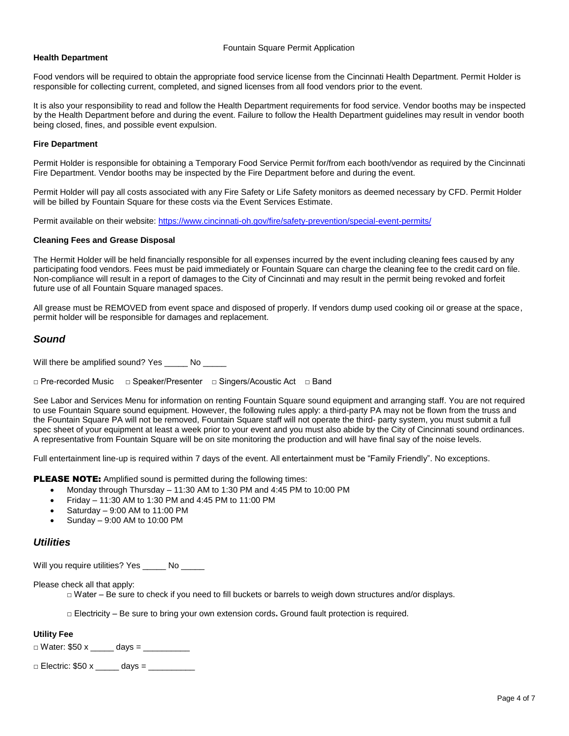### Health Department

Food vendors will be required to obtain the appropriate food service license from the Cincinnati Health Department. Permit Holder is responsible for collecting current, completed, and signed licenses from all food vendors prior to the event.

It is also your responsibility to read and follow the Health Department requirements for food service. Vendor booths may be inspected by the Health Department before and during the event. Failure to follow the Health Department guidelines may result in vendor booth being closed, fines, and possible event expulsion.

### Fire Department

Permit Holder is responsible for obtaining a Temporary Food Service Permit for/from each booth/vendor as required by the Cincinnati Fire Department. Vendor booths may be inspected by the Fire Department before and during the event.

Permit Holder will pay all costs associated with any Fire Safety or Life Safety monitors as deemed necessary by CFD. Permit Holder will be billed by Fountain Square for these costs via the Event Services Estimate.

Permit available on their website: https://www.cincinnati-oh.gov/fire/safety-prevention/special-event-permits/

### Cleaning Fees and Grease Disposal

The Hermit Holder will be held financially responsible for all expenses incurred by the event including cleaning fees caused by any participating food vendors. Fees must be paid immediately or Fountain Square can charge the cleaning fee to the credit card on file. Non-compliance will result in a report of damages to the City of Cincinnati and may result in the permit being revoked and forfeit future use of all Fountain Square managed spaces.

All grease must be REMOVED from event space and disposed of properly. If vendors dump used cooking oil or grease at the space, permit holder will be responsible for damages and replacement.

## *Sound*

Will there be amplified sound? Yes _____ No _____

□ Pre-recorded Music □ Speaker/Presenter □ Singers/Acoustic Act □ Band

See Labor and Services Menu for information on renting Fountain Square sound equipment and arranging staff. You are not required to use Fountain Square sound equipment. However, the following rules apply: a third-party PA may not be flown from the truss and the Fountain Square PA will not be removed, Fountain Square staff will not operate the third- party system, you must submit a full spec sheet of your equipment at least a week prior to your event and you must also abide by the City of Cincinnati sound ordinances. A representative from Fountain Square will be on site monitoring the production and will have final say of the noise levels.

Full entertainment line-up is required within 7 days of the event. All entertainment must be "Family Friendly". No exceptions.

**PLEASE NOTE:** Amplified sound is permitted during the following times:

- Monday through Thursday – 11:30 AM to 1:30 PM and 4:45 PM to 10:00 PM
- Friday – 11:30 AM to 1:30 PM and 4:45 PM to 11:00 PM
- Saturday – 9:00 AM to 11:00 PM
- Sunday – 9:00 AM to 10:00 PM

## *Utilities*

Will you require utilities? Yes _____ No _____

Please check all that apply:

□ Water – Be sure to check if you need to fill buckets or barrels to weigh down structures and/or displays.

□ Electricity – Be sure to bring your own extension cords**.** Ground fault protection is required.

### Utility Fee

□ Water: $50 x _____ days = __________

□ Electric: $50 x _____ days = __________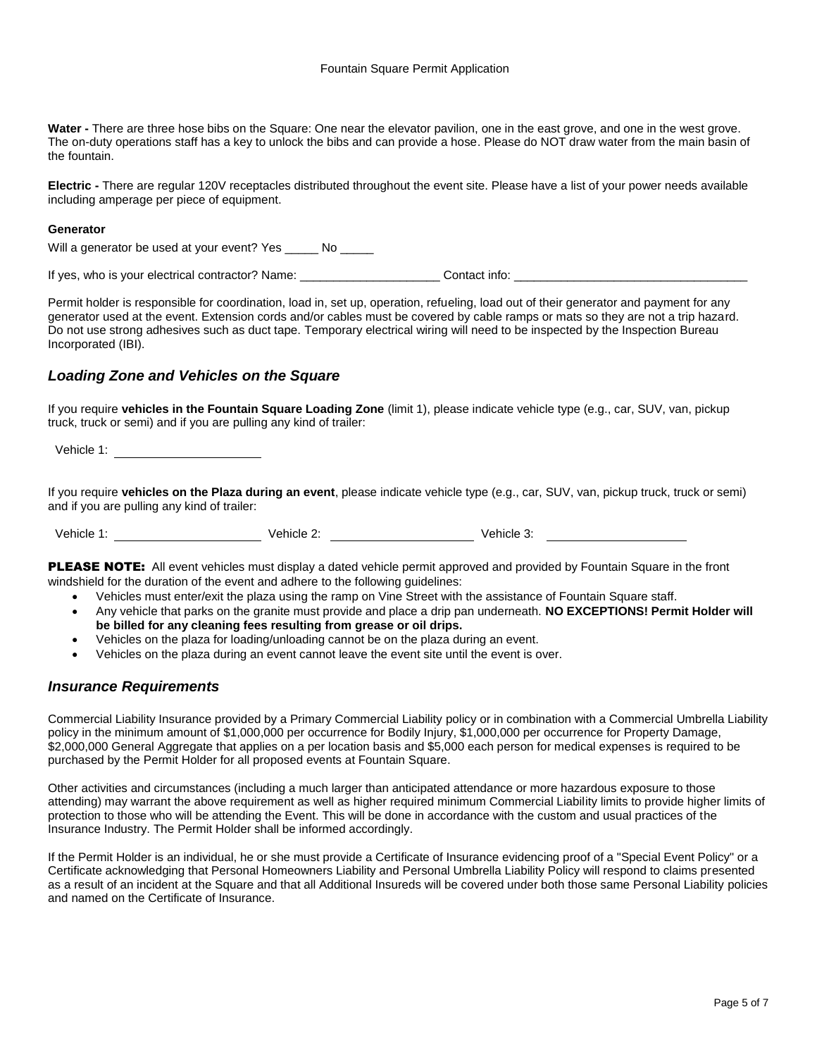**Water -** There are three hose bibs on the Square: One near the elevator pavilion, one in the east grove, and one in the west grove. The on-duty operations staff has a key to unlock the bibs and can provide a hose. Please do NOT draw water from the main basin of the fountain.

**Electric -** There are regular 120V receptacles distributed throughout the event site. Please have a list of your power needs available including amperage per piece of equipment.

**Generator**

Will a generator be used at your event? Yes _____ No _____

If yes, who is your electrical contractor? Name: ____________________ Contact info: ___________________________________

Permit holder is responsible for coordination, load in, set up, operation, refueling, load out of their generator and payment for any generator used at the event. Extension cords and/or cables must be covered by cable ramps or mats so they are not a trip hazard. Do not use strong adhesives such as duct tape. Temporary electrical wiring will need to be inspected by the Inspection Bureau Incorporated (IBI).

## *Loading Zone and Vehicles on the Square*

If you require **vehicles in the Fountain Square Loading Zone** (limit 1), please indicate vehicle type (e.g., car, SUV, van, pickup truck, truck or semi) and if you are pulling any kind of trailer:

Vehicle 1: ____________________

If you require **vehicles on the Plaza during an event**, please indicate vehicle type (e.g., car, SUV, van, pickup truck, truck or semi) and if you are pulling any kind of trailer:

Vehicle 1: ____________________ Vehicle 2: ____________________ Vehicle 3: ____________________

**PLEASE NOTE:** All event vehicles must display a dated vehicle permit approved and provided by Fountain Square in the front windshield for the duration of the event and adhere to the following guidelines:

- Vehicles must enter/exit the plaza using the ramp on Vine Street with the assistance of Fountain Square staff.
- Any vehicle that parks on the granite must provide and place a drip pan underneath. **NO EXCEPTIONS! Permit Holder will be billed for any cleaning fees resulting from grease or oil drips.**
- Vehicles on the plaza for loading/unloading cannot be on the plaza during an event.
- Vehicles on the plaza during an event cannot leave the event site until the event is over.

## *Insurance Requirements*

Commercial Liability Insurance provided by a Primary Commercial Liability policy or in combination with a Commercial Umbrella Liability policy in the minimum amount of $1,000,000 per occurrence for Bodily Injury, $1,000,000 per occurrence for Property Damage, $2,000,000 General Aggregate that applies on a per location basis and $5,000 each person for medical expenses is required to be purchased by the Permit Holder for all proposed events at Fountain Square.

Other activities and circumstances (including a much larger than anticipated attendance or more hazardous exposure to those attending) may warrant the above requirement as well as higher required minimum Commercial Liability limits to provide higher limits of protection to those who will be attending the Event. This will be done in accordance with the custom and usual practices of the Insurance Industry. The Permit Holder shall be informed accordingly.

If the Permit Holder is an individual, he or she must provide a Certificate of Insurance evidencing proof of a "Special Event Policy" or a Certificate acknowledging that Personal Homeowners Liability and Personal Umbrella Liability Policy will respond to claims presented as a result of an incident at the Square and that all Additional Insureds will be covered under both those same Personal Liability policies and named on the Certificate of Insurance.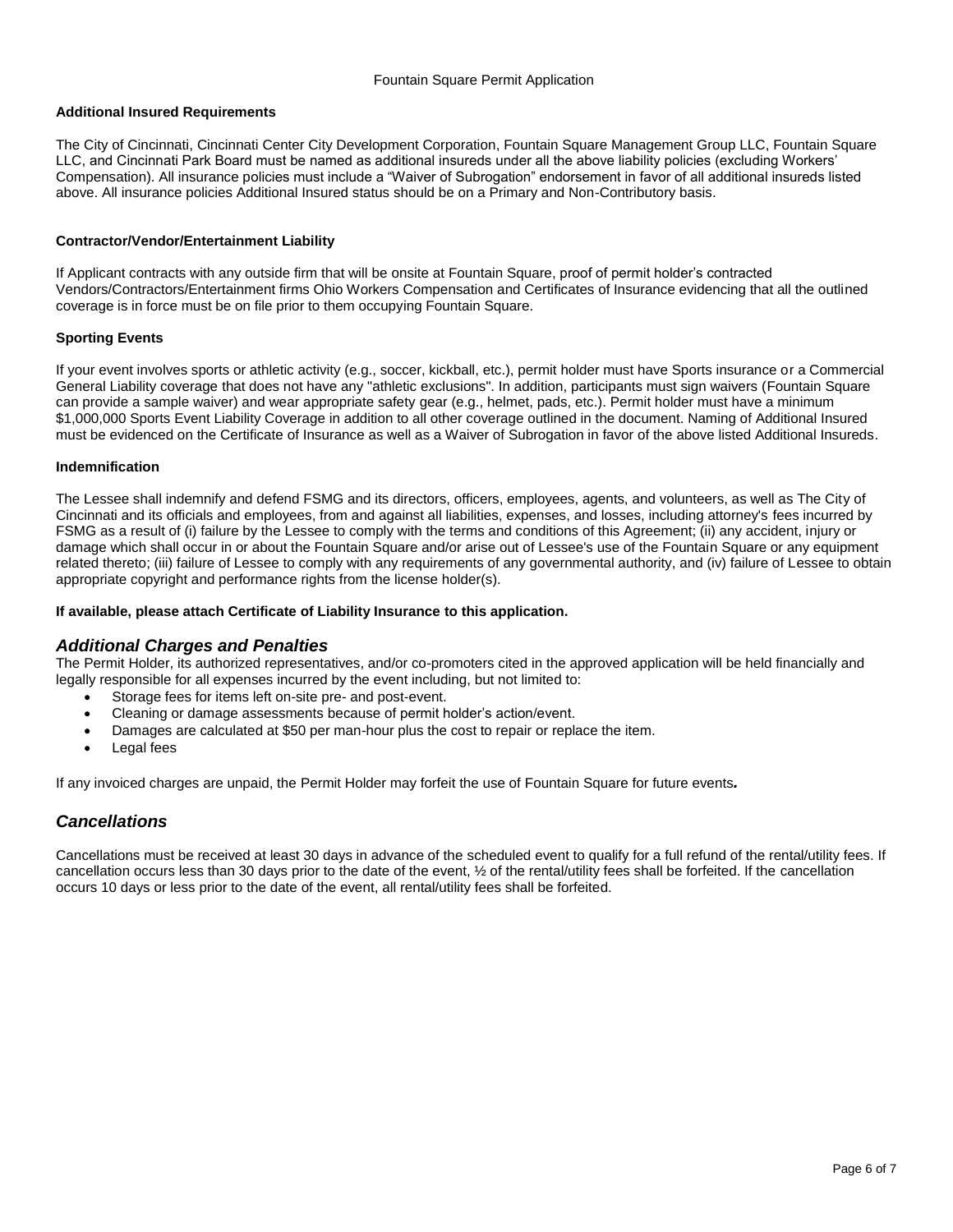**Additional Insured Requirements**

The City of Cincinnati, Cincinnati Center City Development Corporation, Fountain Square Management Group LLC, Fountain Square LLC, and Cincinnati Park Board must be named as additional insureds under all the above liability policies (excluding Workers' Compensation). All insurance policies must include a "Waiver of Subrogation" endorsement in favor of all additional insureds listed above. All insurance policies Additional Insured status should be on a Primary and Non-Contributory basis.

**Contractor/Vendor/Entertainment Liability**

If Applicant contracts with any outside firm that will be onsite at Fountain Square, proof of permit holder's contracted Vendors/Contractors/Entertainment firms Ohio Workers Compensation and Certificates of Insurance evidencing that all the outlined coverage is in force must be on file prior to them occupying Fountain Square.

**Sporting Events**

If your event involves sports or athletic activity (e.g., soccer, kickball, etc.), permit holder must have Sports insurance or a Commercial General Liability coverage that does not have any "athletic exclusions". In addition, participants must sign waivers (Fountain Square can provide a sample waiver) and wear appropriate safety gear (e.g., helmet, pads, etc.). Permit holder must have a minimum $1,000,000 Sports Event Liability Coverage in addition to all other coverage outlined in the document. Naming of Additional Insured must be evidenced on the Certificate of Insurance as well as a Waiver of Subrogation in favor of the above listed Additional Insureds.

**Indemnification**

The Lessee shall indemnify and defend FSMG and its directors, officers, employees, agents, and volunteers, as well as The City of Cincinnati and its officials and employees, from and against all liabilities, expenses, and losses, including attorney's fees incurred by FSMG as a result of (i) failure by the Lessee to comply with the terms and conditions of this Agreement; (ii) any accident, injury or damage which shall occur in or about the Fountain Square and/or arise out of Lessee's use of the Fountain Square or any equipment related thereto; (iii) failure of Lessee to comply with any requirements of any governmental authority, and (iv) failure of Lessee to obtain appropriate copyright and performance rights from the license holder(s).

**If available, please attach Certificate of Liability Insurance to this application.**

## *Additional Charges and Penalties*

The Permit Holder, its authorized representatives, and/or co-promoters cited in the approved application will be held financially and legally responsible for all expenses incurred by the event including, but not limited to:

- Storage fees for items left on-site pre- and post-event.
- Cleaning or damage assessments because of permit holder's action/event.
- Damages are calculated at $50 per man-hour plus the cost to repair or replace the item.
- Legal fees

If any invoiced charges are unpaid, the Permit Holder may forfeit the use of Fountain Square for future events.

## *Cancellations*

Cancellations must be received at least 30 days in advance of the scheduled event to qualify for a full refund of the rental/utility fees. If cancellation occurs less than 30 days prior to the date of the event, ½ of the rental/utility fees shall be forfeited. If the cancellation occurs 10 days or less prior to the date of the event, all rental/utility fees shall be forfeited.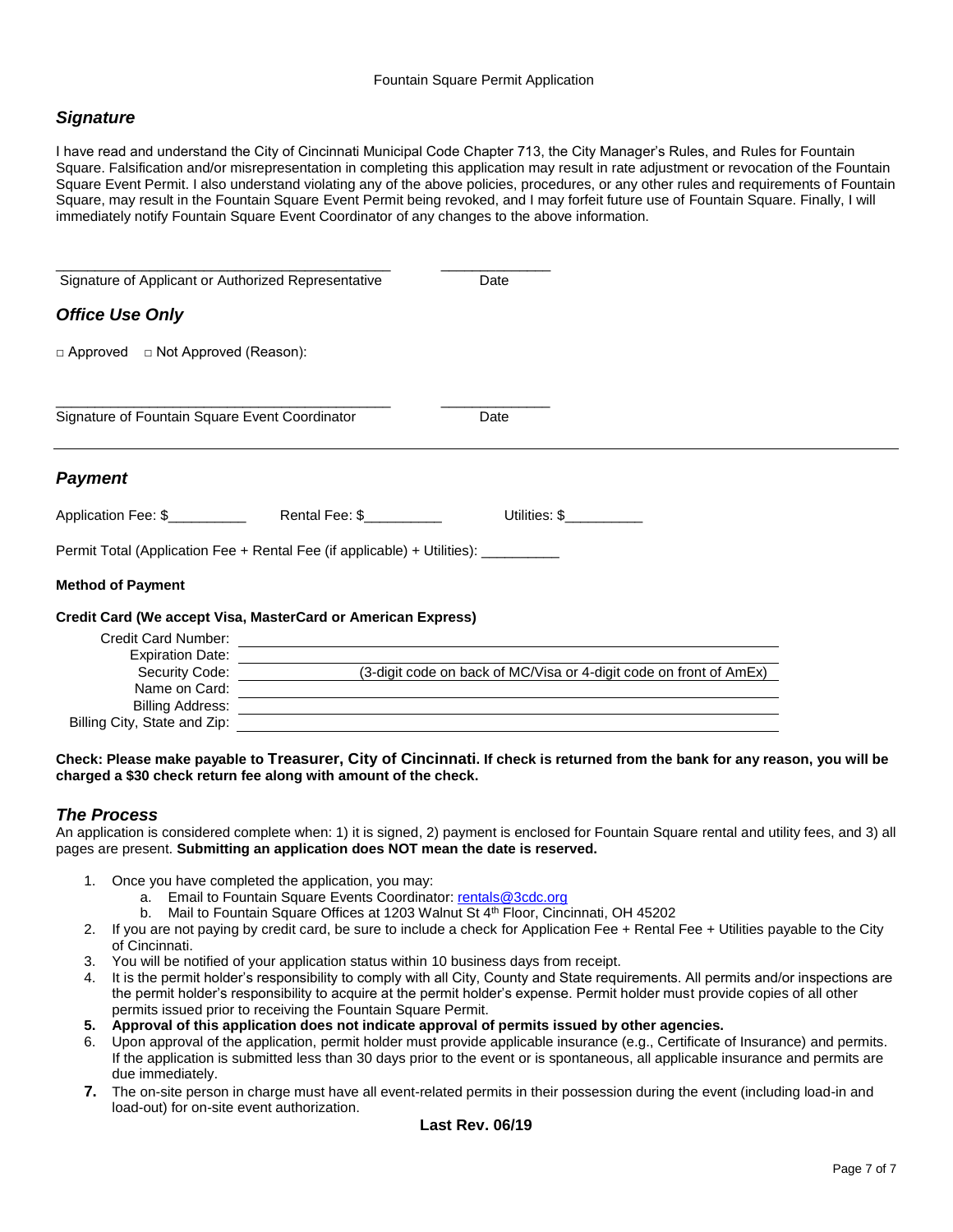## *Signature*

I have read and understand the City of Cincinnati Municipal Code Chapter 713, the City Manager's Rules, and Rules for Fountain Square. Falsification and/or misrepresentation in completing this application may result in rate adjustment or revocation of the Fountain Square Event Permit. I also understand violating any of the above policies, procedures, or any other rules and requirements of Fountain Square, may result in the Fountain Square Event Permit being revoked, and I may forfeit future use of Fountain Square. Finally, I will immediately notify Fountain Square Event Coordinator of any changes to the above information.

_____________________________________________ ______________
Signature of Applicant or Authorized Representative Date

## *Office Use Only*

□ Approved □ Not Approved (Reason):

_____________________________________________ ______________
Signature of Fountain Square Event Coordinator Date

---

## *Payment*

Application Fee: $__________ Rental Fee: $__________ Utilities: $__________

Permit Total (Application Fee + Rental Fee (if applicable) + Utilities): __________

**Method of Payment**

**Credit Card (We accept Visa, MasterCard or American Express)**

Credit Card Number: ____________________

Expiration Date: ____________________

Security Code: ____________________ (3-digit code on back of MC/Visa or 4-digit code on front of AmEx)

Name on Card: ____________________

Billing Address: ____________________

Billing City, State and Zip: ____________________

**Check: Please make payable to Treasurer, City of Cincinnati. If check is returned from the bank for any reason, you will be charged a $30 check return fee along with amount of the check.**

## *The Process*

An application is considered complete when: 1) it is signed, 2) payment is enclosed for Fountain Square rental and utility fees, and 3) all pages are present. **Submitting an application does NOT mean the date is reserved.**

1. Once you have completed the application, you may:
   a. Email to Fountain Square Events Coordinator: rentals@3cdc.org
   b. Mail to Fountain Square Offices at 1203 Walnut St 4th Floor, Cincinnati, OH 45202
2. If you are not paying by credit card, be sure to include a check for Application Fee + Rental Fee + Utilities payable to the City of Cincinnati.
3. You will be notified of your application status within 10 business days from receipt.
4. It is the permit holder's responsibility to comply with all City, County and State requirements. All permits and/or inspections are the permit holder's responsibility to acquire at the permit holder's expense. Permit holder must provide copies of all other permits issued prior to receiving the Fountain Square Permit.
5. **Approval of this application does not indicate approval of permits issued by other agencies.**
6. Upon approval of the application, permit holder must provide applicable insurance (e.g., Certificate of Insurance) and permits. If the application is submitted less than 30 days prior to the event or is spontaneous, all applicable insurance and permits are due immediately.
7. The on-site person in charge must have all event-related permits in their possession during the event (including load-in and load-out) for on-site event authorization.

**Last Rev. 06/19**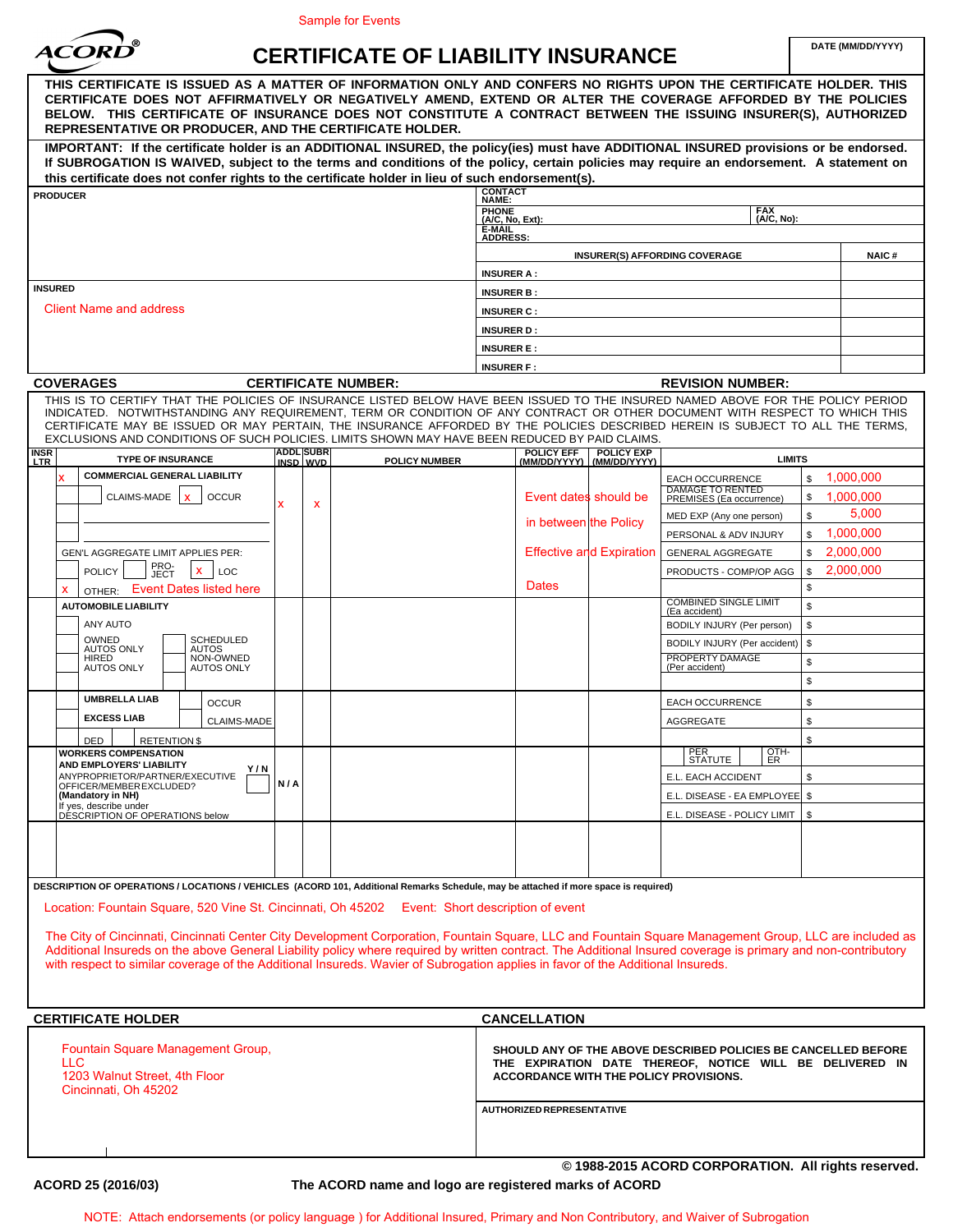Sample for Events

# ACORD® CERTIFICATE OF LIABILITY INSURANCE

DATE (MM/DD/YYYY)

**THIS CERTIFICATE IS ISSUED AS A MATTER OF INFORMATION ONLY AND CONFERS NO RIGHTS UPON THE CERTIFICATE HOLDER. THIS CERTIFICATE DOES NOT AFFIRMATIVELY OR NEGATIVELY AMEND, EXTEND OR ALTER THE COVERAGE AFFORDED BY THE POLICIES BELOW. THIS CERTIFICATE OF INSURANCE DOES NOT CONSTITUTE A CONTRACT BETWEEN THE ISSUING INSURER(S), AUTHORIZED REPRESENTATIVE OR PRODUCER, AND THE CERTIFICATE HOLDER.**

**IMPORTANT: If the certificate holder is an ADDITIONAL INSURED, the policy(ies) must have ADDITIONAL INSURED provisions or be endorsed. If SUBROGATION IS WAIVED, subject to the terms and conditions of the policy, certain policies may require an endorsement. A statement on this certificate does not confer rights to the certificate holder in lieu of such endorsement(s).**

| PRODUCER | CONTACT NAME: | |
|---|---|---|
| | PHONE (A/C, No, Ext): | FAX (A/C, No): |
| | E-MAIL ADDRESS: | |
| | **INSURER(S) AFFORDING COVERAGE** | **NAIC #** |
| | INSURER A : | |
| **INSURED** Client Name and address | INSURER B : | |
| | INSURER C : | |
| | INSURER D : | |
| | INSURER E : | |
| | INSURER F : | |

**COVERAGES** **CERTIFICATE NUMBER:** **REVISION NUMBER:**

THIS IS TO CERTIFY THAT THE POLICIES OF INSURANCE LISTED BELOW HAVE BEEN ISSUED TO THE INSURED NAMED ABOVE FOR THE POLICY PERIOD INDICATED. NOTWITHSTANDING ANY REQUIREMENT, TERM OR CONDITION OF ANY CONTRACT OR OTHER DOCUMENT WITH RESPECT TO WHICH THIS CERTIFICATE MAY BE ISSUED OR MAY PERTAIN, THE INSURANCE AFFORDED BY THE POLICIES DESCRIBED HEREIN IS SUBJECT TO ALL THE TERMS, EXCLUSIONS AND CONDITIONS OF SUCH POLICIES. LIMITS SHOWN MAY HAVE BEEN REDUCED BY PAID CLAIMS.

| INSR LTR | TYPE OF INSURANCE | ADDL INSD | SUBR WVD | POLICY NUMBER | POLICY EFF (MM/DD/YYYY) | POLICY EXP (MM/DD/YYYY) | LIMITS | |
|---|---|---|---|---|---|---|---|---|
| | x COMMERCIAL GENERAL LIABILITY | | | | | | EACH OCCURRENCE | $ 1,000,000 |
| | CLAIMS-MADE / x OCCUR | x | x | | Event dates should be in between the Policy Effective and Expiration Dates | | DAMAGE TO RENTED PREMISES (Ea occurrence) | $ 1,000,000 |
| | | | | | | | MED EXP (Any one person) | $ 5,000 |
| | | | | | | | PERSONAL & ADV INJURY | $ 1,000,000 |
| | GEN'L AGGREGATE LIMIT APPLIES PER: | | | | | | GENERAL AGGREGATE | $ 2,000,000 |
| | POLICY / PRO-JECT / x LOC | | | | | | PRODUCTS - COMP/OP AGG | $ 2,000,000 |
| | x OTHER: Event Dates listed here | | | | | | | $ |
| | AUTOMOBILE LIABILITY | | | | | | COMBINED SINGLE LIMIT (Ea accident) | $ |
| | ANY AUTO | | | | | | BODILY INJURY (Per person) | $ |
| | OWNED AUTOS ONLY / SCHEDULED AUTOS | | | | | | BODILY INJURY (Per accident) | $ |
| | HIRED AUTOS ONLY / NON-OWNED AUTOS ONLY | | | | | | PROPERTY DAMAGE (Per accident) | $ |
| | | | | | | | | $ |
| | UMBRELLA LIAB / OCCUR | | | | | | EACH OCCURRENCE | $ |
| | EXCESS LIAB / CLAIMS-MADE | | | | | | AGGREGATE | $ |
| | DED / RETENTION $ | | | | | | | $ |
| | WORKERS COMPENSATION AND EMPLOYERS' LIABILITY Y/N | | | | | | PER STATUTE / OTH-ER | |
| | ANYPROPRIETOR/PARTNER/EXECUTIVE OFFICER/MEMBER EXCLUDED? (Mandatory in NH) | N/A | | | | | E.L. EACH ACCIDENT | $ |
| | If yes, describe under DESCRIPTION OF OPERATIONS below | | | | | | E.L. DISEASE - EA EMPLOYEE | $ |
| | | | | | | | E.L. DISEASE - POLICY LIMIT | $ |
| | | | | | | | | |

**DESCRIPTION OF OPERATIONS / LOCATIONS / VEHICLES** (ACORD 101, Additional Remarks Schedule, may be attached if more space is required)

Location: Fountain Square, 520 Vine St. Cincinnati, Oh 45202 Event: Short description of event

The City of Cincinnati, Cincinnati Center City Development Corporation, Fountain Square, LLC and Fountain Square Management Group, LLC are included as Additional Insureds on the above General Liability policy where required by written contract. The Additional Insured coverage is primary and non-contributory with respect to similar coverage of the Additional Insureds. Wavier of Subrogation applies in favor of the Additional Insureds.

| CERTIFICATE HOLDER | CANCELLATION |
|---|---|
| Fountain Square Management Group, LLC<br>1203 Walnut Street, 4th Floor<br>Cincinnati, Oh 45202 | **SHOULD ANY OF THE ABOVE DESCRIBED POLICIES BE CANCELLED BEFORE THE EXPIRATION DATE THEREOF, NOTICE WILL BE DELIVERED IN ACCORDANCE WITH THE POLICY PROVISIONS.** |
| | AUTHORIZED REPRESENTATIVE |

© 1988-2015 ACORD CORPORATION. All rights reserved.

ACORD 25 (2016/03) The ACORD name and logo are registered marks of ACORD

NOTE: Attach endorsements (or policy language ) for Additional Insured, Primary and Non Contributory, and Waiver of Subrogation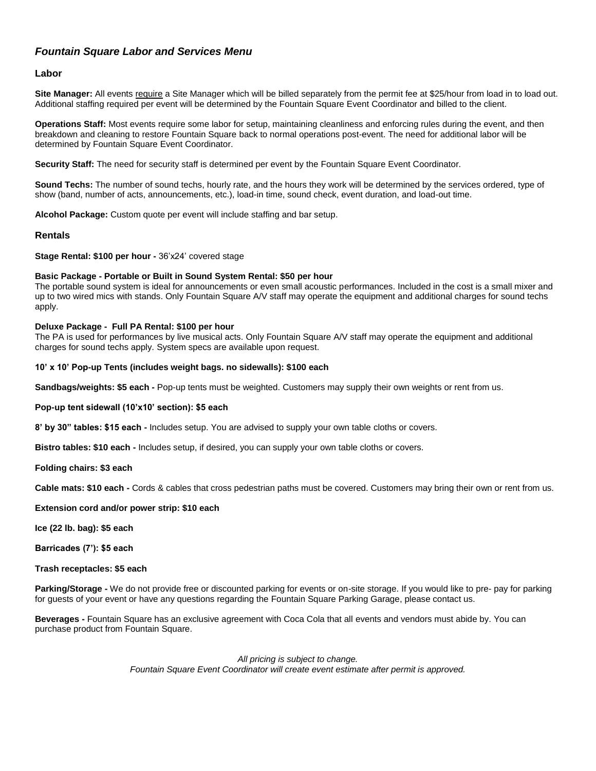# *Fountain Square Labor and Services Menu*

## Labor

**Site Manager:** All events require a Site Manager which will be billed separately from the permit fee at $25/hour from load in to load out. Additional staffing required per event will be determined by the Fountain Square Event Coordinator and billed to the client.

**Operations Staff:** Most events require some labor for setup, maintaining cleanliness and enforcing rules during the event, and then breakdown and cleaning to restore Fountain Square back to normal operations post-event. The need for additional labor will be determined by Fountain Square Event Coordinator.

**Security Staff:** The need for security staff is determined per event by the Fountain Square Event Coordinator.

**Sound Techs:** The number of sound techs, hourly rate, and the hours they work will be determined by the services ordered, type of show (band, number of acts, announcements, etc.), load-in time, sound check, event duration, and load-out time.

**Alcohol Package:** Custom quote per event will include staffing and bar setup.

## Rentals

**Stage Rental: $100 per hour -** 36'x24' covered stage

**Basic Package - Portable or Built in Sound System Rental: $50 per hour**
The portable sound system is ideal for announcements or even small acoustic performances. Included in the cost is a small mixer and up to two wired mics with stands. Only Fountain Square A/V staff may operate the equipment and additional charges for sound techs apply.

**Deluxe Package - Full PA Rental: $100 per hour**
The PA is used for performances by live musical acts. Only Fountain Square A/V staff may operate the equipment and additional charges for sound techs apply. System specs are available upon request.

**10' x 10' Pop-up Tents (includes weight bags. no sidewalls): $100 each**

**Sandbags/weights: $5 each -** Pop-up tents must be weighted. Customers may supply their own weights or rent from us.

**Pop-up tent sidewall (10'x10' section): $5 each**

**8' by 30" tables: $15 each -** Includes setup. You are advised to supply your own table cloths or covers.

**Bistro tables: $10 each -** Includes setup, if desired, you can supply your own table cloths or covers.

**Folding chairs: $3 each**

**Cable mats: $10 each -** Cords & cables that cross pedestrian paths must be covered. Customers may bring their own or rent from us.

**Extension cord and/or power strip: $10 each**

**Ice (22 lb. bag): $5 each**

**Barricades (7'): $5 each**

**Trash receptacles: $5 each**

**Parking/Storage -** We do not provide free or discounted parking for events or on-site storage. If you would like to pre- pay for parking for guests of your event or have any questions regarding the Fountain Square Parking Garage, please contact us.

**Beverages -** Fountain Square has an exclusive agreement with Coca Cola that all events and vendors must abide by. You can purchase product from Fountain Square.

*All pricing is subject to change.*
*Fountain Square Event Coordinator will create event estimate after permit is approved.*